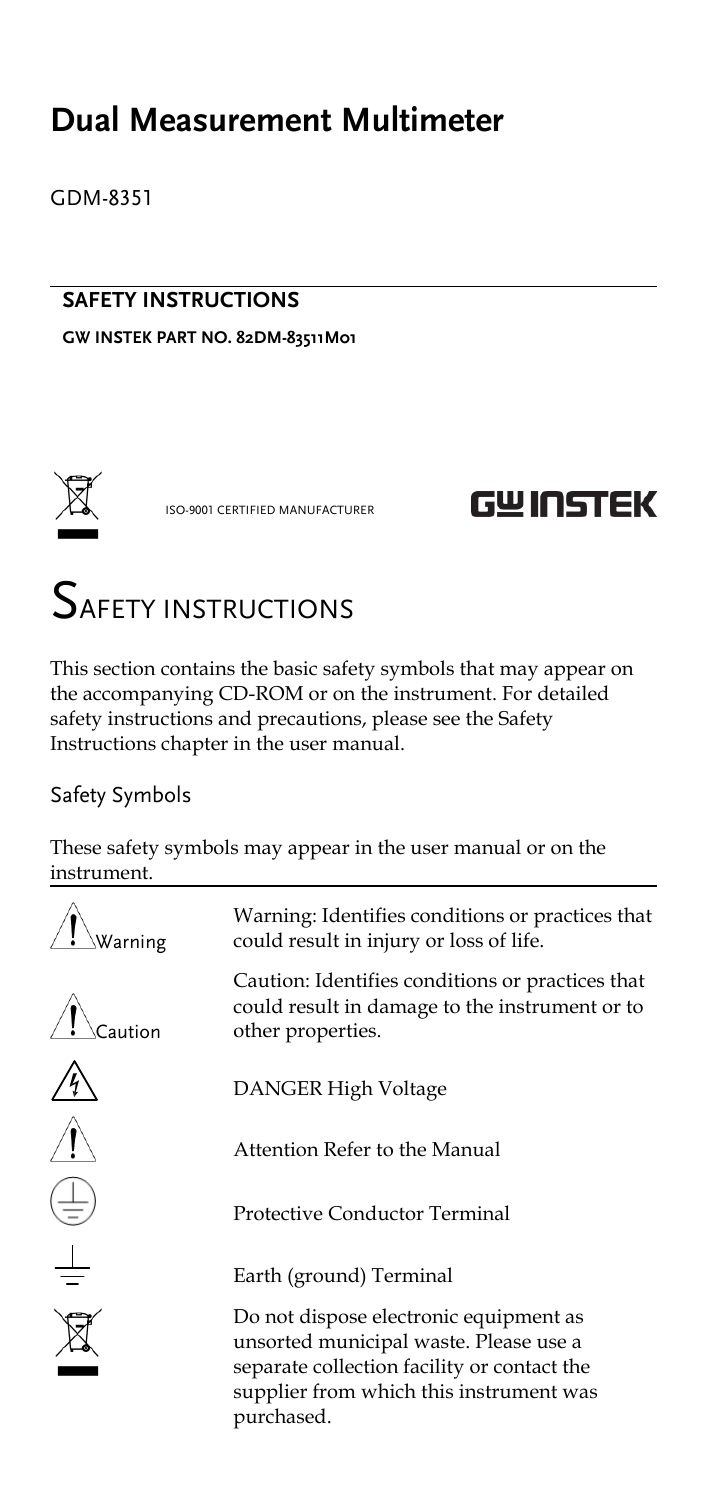# Dual Measurement Multimeter

GDM-8351

**SAFETY INSTRUCTIONS**

**GW INSTEK PART NO. 82DM-83511M01**

ISO-9001 CERTIFIED MANUFACTURER

GW INSTEK

# SAFETY INSTRUCTIONS

This section contains the basic safety symbols that may appear on the accompanying CD-ROM or on the instrument. For detailed safety instructions and precautions, please see the Safety Instructions chapter in the user manual.

## Safety Symbols

These safety symbols may appear in the user manual or on the instrument.

| Symbol | Description |
| --- | --- |
| Warning | Warning: Identifies conditions or practices that could result in injury or loss of life. |
| Caution | Caution: Identifies conditions or practices that could result in damage to the instrument or to other properties. |
| | DANGER High Voltage |
| | Attention Refer to the Manual |
| | Protective Conductor Terminal |
| | Earth (ground) Terminal |
| | Do not dispose electronic equipment as unsorted municipal waste. Please use a separate collection facility or contact the supplier from which this instrument was purchased. |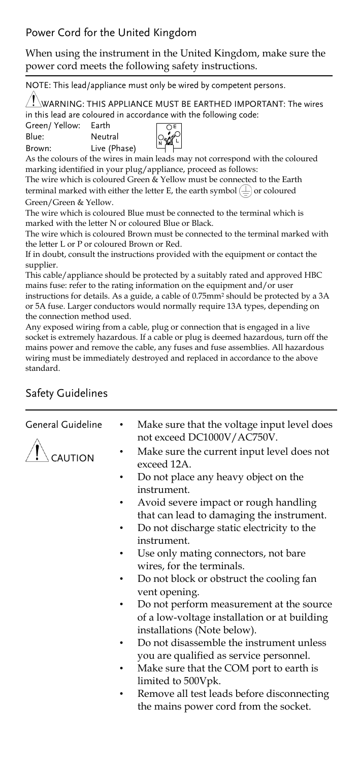## Power Cord for the United Kingdom

When using the instrument in the United Kingdom, make sure the power cord meets the following safety instructions.

NOTE: This lead/appliance must only be wired by competent persons.

⚠ WARNING: THIS APPLIANCE MUST BE EARTHED IMPORTANT: The wires in this lead are coloured in accordance with the following code:

| | |
|---|---|
| Green/ Yellow: | Earth |
| Blue: | Neutral |
| Brown: | Live (Phase) |

As the colours of the wires in main leads may not correspond with the coloured marking identified in your plug/appliance, proceed as follows:

The wire which is coloured Green & Yellow must be connected to the Earth terminal marked with either the letter E, the earth symbol ⏚ or coloured Green/Green & Yellow.

The wire which is coloured Blue must be connected to the terminal which is marked with the letter N or coloured Blue or Black.

The wire which is coloured Brown must be connected to the terminal marked with the letter L or P or coloured Brown or Red.

If in doubt, consult the instructions provided with the equipment or contact the supplier.

This cable/appliance should be protected by a suitably rated and approved HBC mains fuse: refer to the rating information on the equipment and/or user instructions for details. As a guide, a cable of 0.75mm² should be protected by a 3A or 5A fuse. Larger conductors would normally require 13A types, depending on the connection method used.

Any exposed wiring from a cable, plug or connection that is engaged in a live socket is extremely hazardous. If a cable or plug is deemed hazardous, turn off the mains power and remove the cable, any fuses and fuse assemblies. All hazardous wiring must be immediately destroyed and replaced in accordance to the above standard.

## Safety Guidelines

**General Guideline**

⚠ CAUTION

- Make sure that the voltage input level does not exceed DC1000V/AC750V.
- Make sure the current input level does not exceed 12A.
- Do not place any heavy object on the instrument.
- Avoid severe impact or rough handling that can lead to damaging the instrument.
- Do not discharge static electricity to the instrument.
- Use only mating connectors, not bare wires, for the terminals.
- Do not block or obstruct the cooling fan vent opening.
- Do not perform measurement at the source of a low-voltage installation or at building installations (Note below).
- Do not disassemble the instrument unless you are qualified as service personnel.
- Make sure that the COM port to earth is limited to 500Vpk.
- Remove all test leads before disconnecting the mains power cord from the socket.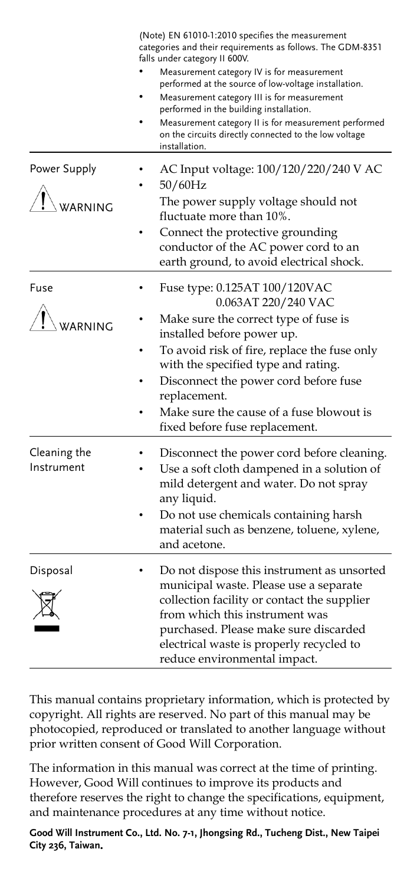| | |
|---|---|
| | (Note) EN 61010-1:2010 specifies the measurement categories and their requirements as follows. The GDM-8351 falls under category II 600V.<br>• Measurement category IV is for measurement performed at the source of low-voltage installation.<br>• Measurement category III is for measurement performed in the building installation.<br>• Measurement category II is for measurement performed on the circuits directly connected to the low voltage installation. |
| Power Supply<br>WARNING | • AC Input voltage: 100/120/220/240 V AC<br>• 50/60Hz<br>The power supply voltage should not fluctuate more than 10%.<br>• Connect the protective grounding conductor of the AC power cord to an earth ground, to avoid electrical shock. |
| Fuse<br>WARNING | • Fuse type: 0.125AT 100/120VAC 0.063AT 220/240 VAC<br>• Make sure the correct type of fuse is installed before power up.<br>• To avoid risk of fire, replace the fuse only with the specified type and rating.<br>• Disconnect the power cord before fuse replacement.<br>• Make sure the cause of a fuse blowout is fixed before fuse replacement. |
| Cleaning the Instrument | • Disconnect the power cord before cleaning.<br>• Use a soft cloth dampened in a solution of mild detergent and water. Do not spray any liquid.<br>• Do not use chemicals containing harsh material such as benzene, toluene, xylene, and acetone. |
| Disposal | • Do not dispose this instrument as unsorted municipal waste. Please use a separate collection facility or contact the supplier from which this instrument was purchased. Please make sure discarded electrical waste is properly recycled to reduce environmental impact. |

This manual contains proprietary information, which is protected by copyright. All rights are reserved. No part of this manual may be photocopied, reproduced or translated to another language without prior written consent of Good Will Corporation.

The information in this manual was correct at the time of printing. However, Good Will continues to improve its products and therefore reserves the right to change the specifications, equipment, and maintenance procedures at any time without notice.

**Good Will Instrument Co., Ltd. No. 7-1, Jhongsing Rd., Tucheng Dist., New Taipei City 236, Taiwan.**